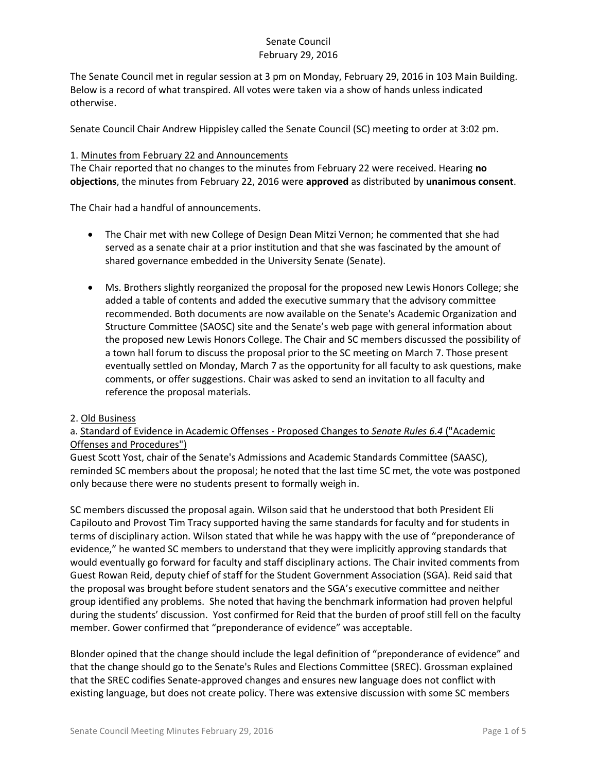# Senate Council
## February 29, 2016

The Senate Council met in regular session at 3 pm on Monday, February 29, 2016 in 103 Main Building. Below is a record of what transpired. All votes were taken via a show of hands unless indicated otherwise.

Senate Council Chair Andrew Hippisley called the Senate Council (SC) meeting to order at 3:02 pm.

1. <u>Minutes from February 22 and Announcements</u>

The Chair reported that no changes to the minutes from February 22 were received. Hearing **no objections**, the minutes from February 22, 2016 were **approved** as distributed by **unanimous consent**.

The Chair had a handful of announcements.

- The Chair met with new College of Design Dean Mitzi Vernon; he commented that she had served as a senate chair at a prior institution and that she was fascinated by the amount of shared governance embedded in the University Senate (Senate).

- Ms. Brothers slightly reorganized the proposal for the proposed new Lewis Honors College; she added a table of contents and added the executive summary that the advisory committee recommended. Both documents are now available on the Senate's Academic Organization and Structure Committee (SAOSC) site and the Senate's web page with general information about the proposed new Lewis Honors College. The Chair and SC members discussed the possibility of a town hall forum to discuss the proposal prior to the SC meeting on March 7. Those present eventually settled on Monday, March 7 as the opportunity for all faculty to ask questions, make comments, or offer suggestions. Chair was asked to send an invitation to all faculty and reference the proposal materials.

2. <u>Old Business</u>

a. <u>Standard of Evidence in Academic Offenses - Proposed Changes to *Senate Rules 6.4* ("Academic Offenses and Procedures")</u>

Guest Scott Yost, chair of the Senate's Admissions and Academic Standards Committee (SAASC), reminded SC members about the proposal; he noted that the last time SC met, the vote was postponed only because there were no students present to formally weigh in.

SC members discussed the proposal again. Wilson said that he understood that both President Eli Capilouto and Provost Tim Tracy supported having the same standards for faculty and for students in terms of disciplinary action. Wilson stated that while he was happy with the use of "preponderance of evidence," he wanted SC members to understand that they were implicitly approving standards that would eventually go forward for faculty and staff disciplinary actions. The Chair invited comments from Guest Rowan Reid, deputy chief of staff for the Student Government Association (SGA). Reid said that the proposal was brought before student senators and the SGA's executive committee and neither group identified any problems. She noted that having the benchmark information had proven helpful during the students' discussion. Yost confirmed for Reid that the burden of proof still fell on the faculty member. Gower confirmed that "preponderance of evidence" was acceptable.

Blonder opined that the change should include the legal definition of "preponderance of evidence" and that the change should go to the Senate's Rules and Elections Committee (SREC). Grossman explained that the SREC codifies Senate-approved changes and ensures new language does not conflict with existing language, but does not create policy. There was extensive discussion with some SC members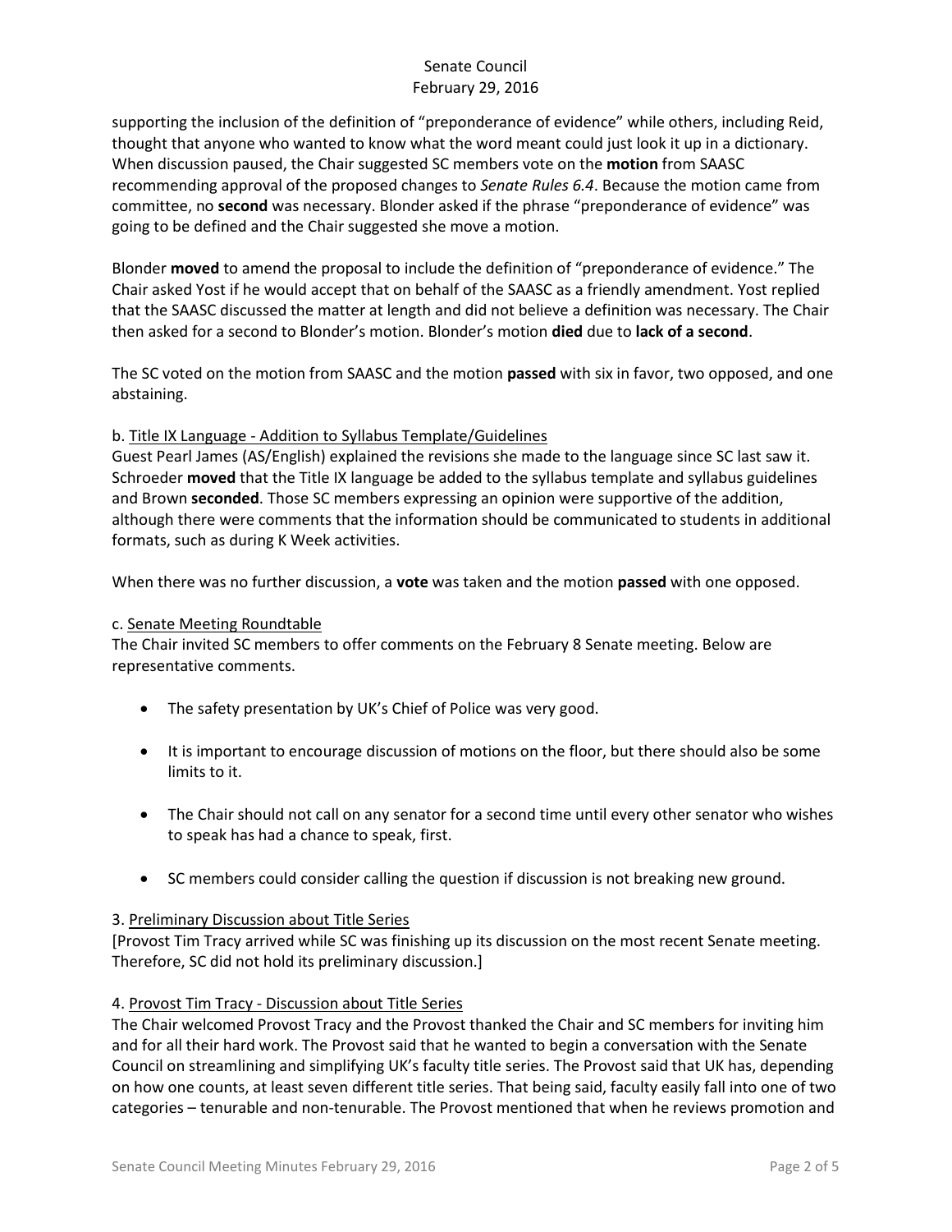supporting the inclusion of the definition of "preponderance of evidence" while others, including Reid, thought that anyone who wanted to know what the word meant could just look it up in a dictionary. When discussion paused, the Chair suggested SC members vote on the **motion** from SAASC recommending approval of the proposed changes to *Senate Rules 6.4*. Because the motion came from committee, no **second** was necessary. Blonder asked if the phrase "preponderance of evidence" was going to be defined and the Chair suggested she move a motion.

Blonder **moved** to amend the proposal to include the definition of "preponderance of evidence." The Chair asked Yost if he would accept that on behalf of the SAASC as a friendly amendment. Yost replied that the SAASC discussed the matter at length and did not believe a definition was necessary. The Chair then asked for a second to Blonder's motion. Blonder's motion **died** due to **lack of a second**.

The SC voted on the motion from SAASC and the motion **passed** with six in favor, two opposed, and one abstaining.

b. <u>Title IX Language - Addition to Syllabus Template/Guidelines</u>
Guest Pearl James (AS/English) explained the revisions she made to the language since SC last saw it. Schroeder **moved** that the Title IX language be added to the syllabus template and syllabus guidelines and Brown **seconded**. Those SC members expressing an opinion were supportive of the addition, although there were comments that the information should be communicated to students in additional formats, such as during K Week activities.

When there was no further discussion, a **vote** was taken and the motion **passed** with one opposed.

c. <u>Senate Meeting Roundtable</u>
The Chair invited SC members to offer comments on the February 8 Senate meeting. Below are representative comments.

- The safety presentation by UK's Chief of Police was very good.
- It is important to encourage discussion of motions on the floor, but there should also be some limits to it.
- The Chair should not call on any senator for a second time until every other senator who wishes to speak has had a chance to speak, first.
- SC members could consider calling the question if discussion is not breaking new ground.

3. <u>Preliminary Discussion about Title Series</u>
[Provost Tim Tracy arrived while SC was finishing up its discussion on the most recent Senate meeting. Therefore, SC did not hold its preliminary discussion.]

4. <u>Provost Tim Tracy - Discussion about Title Series</u>
The Chair welcomed Provost Tracy and the Provost thanked the Chair and SC members for inviting him and for all their hard work. The Provost said that he wanted to begin a conversation with the Senate Council on streamlining and simplifying UK's faculty title series. The Provost said that UK has, depending on how one counts, at least seven different title series. That being said, faculty easily fall into one of two categories – tenurable and non-tenurable. The Provost mentioned that when he reviews promotion and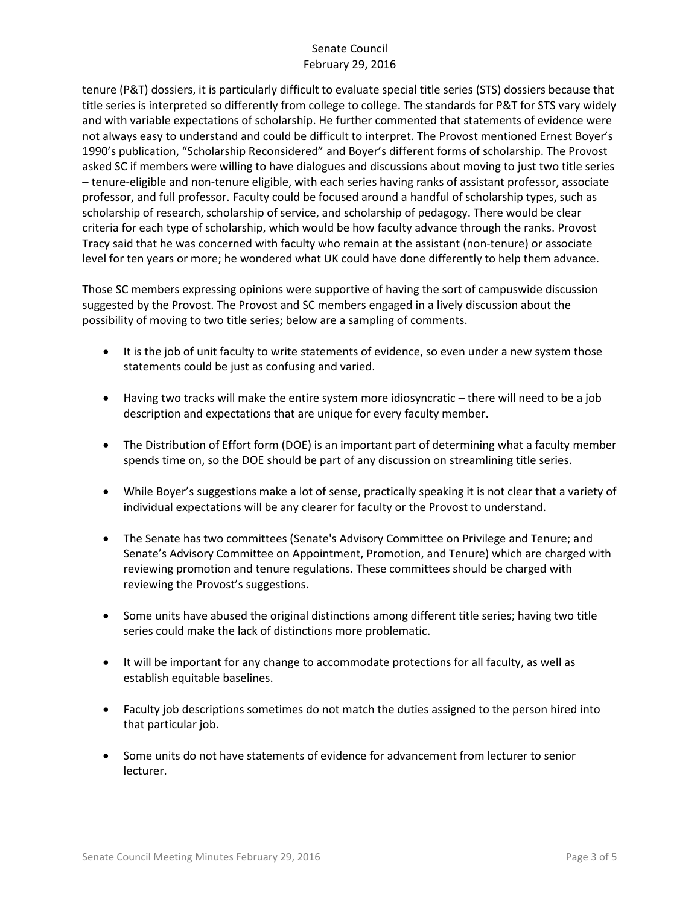tenure (P&T) dossiers, it is particularly difficult to evaluate special title series (STS) dossiers because that title series is interpreted so differently from college to college. The standards for P&T for STS vary widely and with variable expectations of scholarship. He further commented that statements of evidence were not always easy to understand and could be difficult to interpret. The Provost mentioned Ernest Boyer's 1990's publication, "Scholarship Reconsidered" and Boyer's different forms of scholarship. The Provost asked SC if members were willing to have dialogues and discussions about moving to just two title series – tenure-eligible and non-tenure eligible, with each series having ranks of assistant professor, associate professor, and full professor. Faculty could be focused around a handful of scholarship types, such as scholarship of research, scholarship of service, and scholarship of pedagogy. There would be clear criteria for each type of scholarship, which would be how faculty advance through the ranks. Provost Tracy said that he was concerned with faculty who remain at the assistant (non-tenure) or associate level for ten years or more; he wondered what UK could have done differently to help them advance.

Those SC members expressing opinions were supportive of having the sort of campuswide discussion suggested by the Provost. The Provost and SC members engaged in a lively discussion about the possibility of moving to two title series; below are a sampling of comments.

- It is the job of unit faculty to write statements of evidence, so even under a new system those statements could be just as confusing and varied.
- Having two tracks will make the entire system more idiosyncratic – there will need to be a job description and expectations that are unique for every faculty member.
- The Distribution of Effort form (DOE) is an important part of determining what a faculty member spends time on, so the DOE should be part of any discussion on streamlining title series.
- While Boyer's suggestions make a lot of sense, practically speaking it is not clear that a variety of individual expectations will be any clearer for faculty or the Provost to understand.
- The Senate has two committees (Senate's Advisory Committee on Privilege and Tenure; and Senate's Advisory Committee on Appointment, Promotion, and Tenure) which are charged with reviewing promotion and tenure regulations. These committees should be charged with reviewing the Provost's suggestions.
- Some units have abused the original distinctions among different title series; having two title series could make the lack of distinctions more problematic.
- It will be important for any change to accommodate protections for all faculty, as well as establish equitable baselines.
- Faculty job descriptions sometimes do not match the duties assigned to the person hired into that particular job.
- Some units do not have statements of evidence for advancement from lecturer to senior lecturer.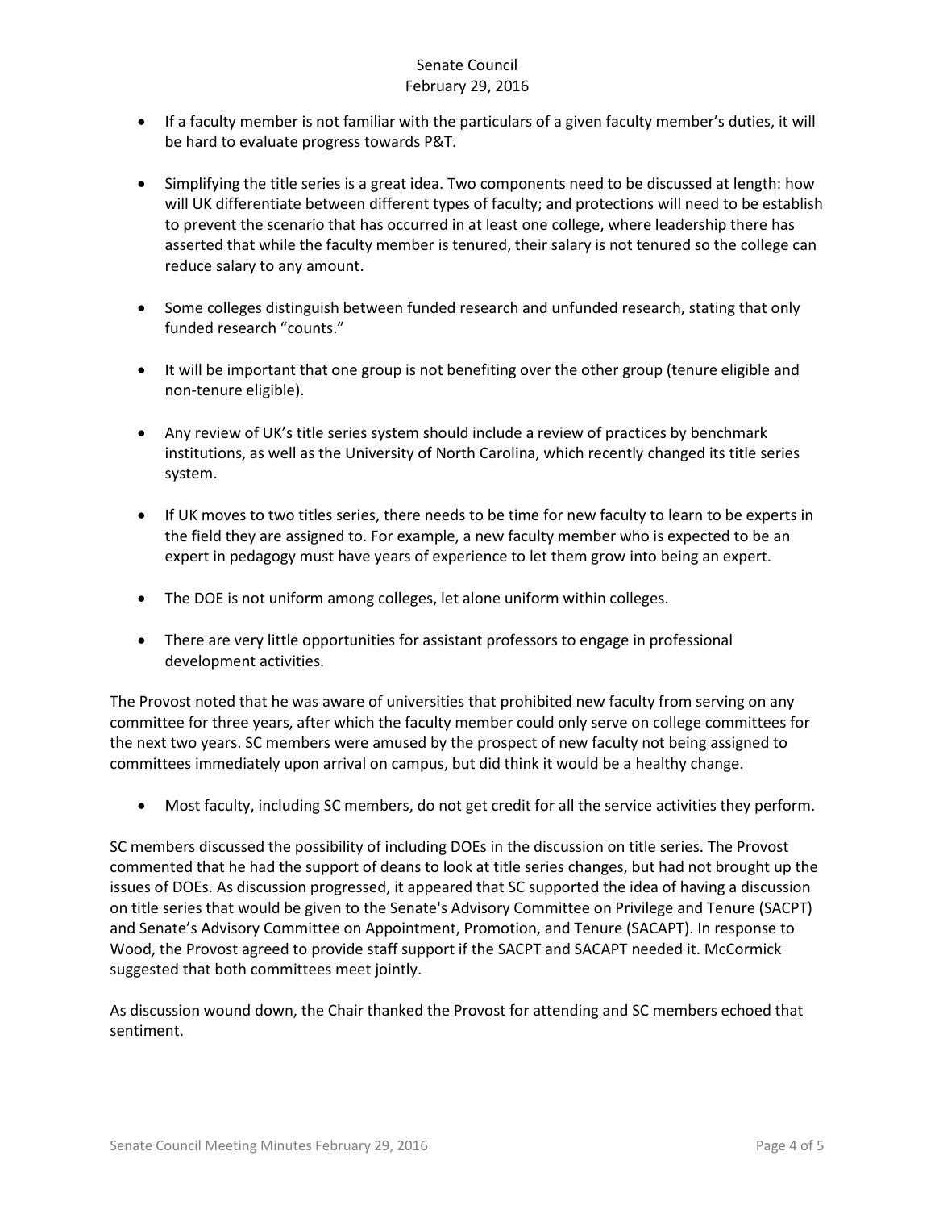- If a faculty member is not familiar with the particulars of a given faculty member's duties, it will be hard to evaluate progress towards P&T.

- Simplifying the title series is a great idea. Two components need to be discussed at length: how will UK differentiate between different types of faculty; and protections will need to be establish to prevent the scenario that has occurred in at least one college, where leadership there has asserted that while the faculty member is tenured, their salary is not tenured so the college can reduce salary to any amount.

- Some colleges distinguish between funded research and unfunded research, stating that only funded research "counts."

- It will be important that one group is not benefiting over the other group (tenure eligible and non-tenure eligible).

- Any review of UK's title series system should include a review of practices by benchmark institutions, as well as the University of North Carolina, which recently changed its title series system.

- If UK moves to two titles series, there needs to be time for new faculty to learn to be experts in the field they are assigned to. For example, a new faculty member who is expected to be an expert in pedagogy must have years of experience to let them grow into being an expert.

- The DOE is not uniform among colleges, let alone uniform within colleges.

- There are very little opportunities for assistant professors to engage in professional development activities.

The Provost noted that he was aware of universities that prohibited new faculty from serving on any committee for three years, after which the faculty member could only serve on college committees for the next two years. SC members were amused by the prospect of new faculty not being assigned to committees immediately upon arrival on campus, but did think it would be a healthy change.

- Most faculty, including SC members, do not get credit for all the service activities they perform.

SC members discussed the possibility of including DOEs in the discussion on title series. The Provost commented that he had the support of deans to look at title series changes, but had not brought up the issues of DOEs. As discussion progressed, it appeared that SC supported the idea of having a discussion on title series that would be given to the Senate's Advisory Committee on Privilege and Tenure (SACPT) and Senate's Advisory Committee on Appointment, Promotion, and Tenure (SACAPT). In response to Wood, the Provost agreed to provide staff support if the SACPT and SACAPT needed it. McCormick suggested that both committees meet jointly.

As discussion wound down, the Chair thanked the Provost for attending and SC members echoed that sentiment.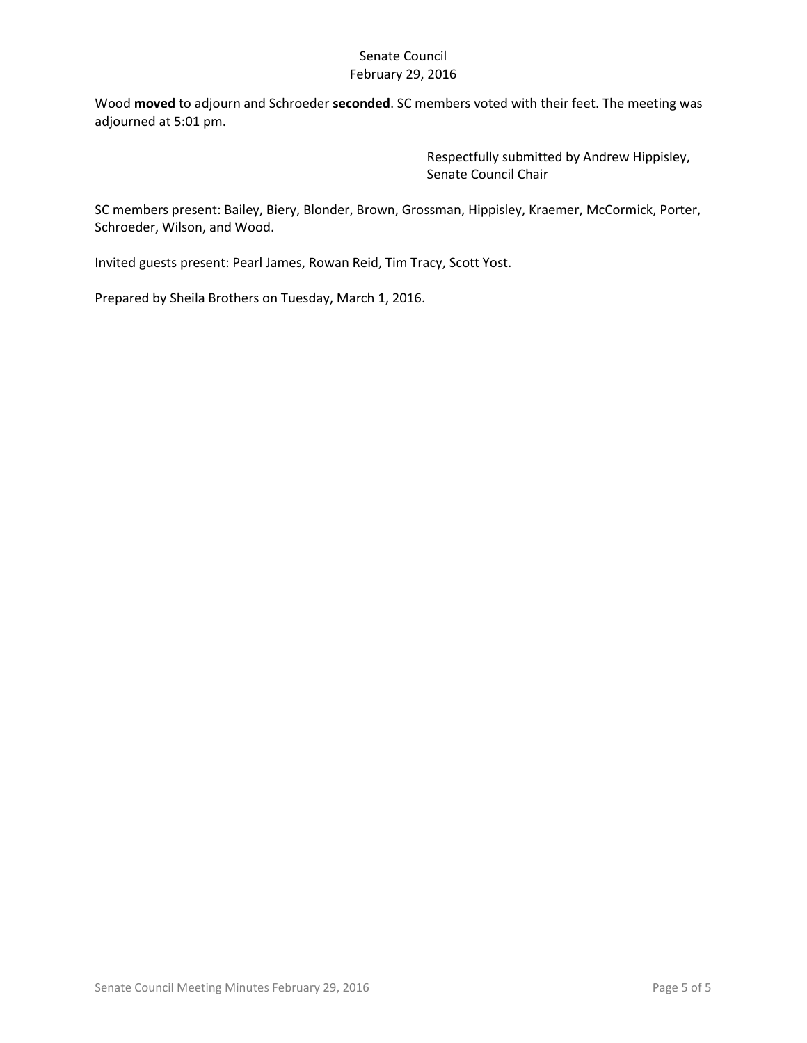Wood **moved** to adjourn and Schroeder **seconded**. SC members voted with their feet. The meeting was adjourned at 5:01 pm.

Respectfully submitted by Andrew Hippisley,
Senate Council Chair

SC members present: Bailey, Biery, Blonder, Brown, Grossman, Hippisley, Kraemer, McCormick, Porter, Schroeder, Wilson, and Wood.

Invited guests present: Pearl James, Rowan Reid, Tim Tracy, Scott Yost.

Prepared by Sheila Brothers on Tuesday, March 1, 2016.